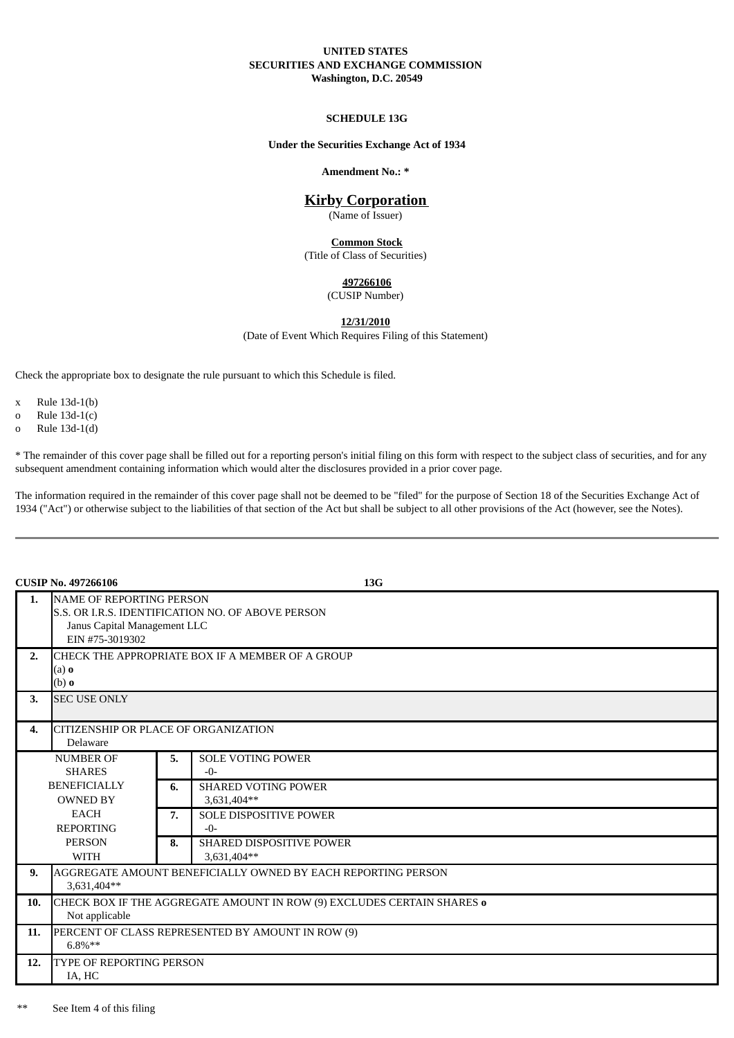**UNITED STATES**
**SECURITIES AND EXCHANGE COMMISSION**
**Washington, D.C. 20549**

**SCHEDULE 13G**

**Under the Securities Exchange Act of 1934**

**Amendment No.: ***

# Kirby Corporation

(Name of Issuer)

**Common Stock**
(Title of Class of Securities)

**497266106**
(CUSIP Number)

**12/31/2010**
(Date of Event Which Requires Filing of this Statement)

Check the appropriate box to designate the rule pursuant to which this Schedule is filed.

x Rule 13d-1(b)
o Rule 13d-1(c)
o Rule 13d-1(d)

* The remainder of this cover page shall be filled out for a reporting person's initial filing on this form with respect to the subject class of securities, and for any subsequent amendment containing information which would alter the disclosures provided in a prior cover page.

The information required in the remainder of this cover page shall not be deemed to be "filed" for the purpose of Section 18 of the Securities Exchange Act of 1934 ("Act") or otherwise subject to the liabilities of that section of the Act but shall be subject to all other provisions of the Act (however, see the Notes).

---

**CUSIP No. 497266106** **13G**

| | | | |
|---|---|---|---|
| **1.** | NAME OF REPORTING PERSON<br>S.S. OR I.R.S. IDENTIFICATION NO. OF ABOVE PERSON<br>Janus Capital Management LLC<br>EIN #75-3019302 | | |
| **2.** | CHECK THE APPROPRIATE BOX IF A MEMBER OF A GROUP<br>(a) **o**<br>(b) **o** | | |
| **3.** | SEC USE ONLY | | |
| **4.** | CITIZENSHIP OR PLACE OF ORGANIZATION<br>Delaware | | |
| NUMBER OF SHARES BENEFICIALLY OWNED BY EACH REPORTING PERSON WITH | | **5.** | SOLE VOTING POWER<br>-0- |
| | | **6.** | SHARED VOTING POWER<br>3,631,404** |
| | | **7.** | SOLE DISPOSITIVE POWER<br>-0- |
| | | **8.** | SHARED DISPOSITIVE POWER<br>3,631,404** |
| **9.** | AGGREGATE AMOUNT BENEFICIALLY OWNED BY EACH REPORTING PERSON<br>3,631,404** | | |
| **10.** | CHECK BOX IF THE AGGREGATE AMOUNT IN ROW (9) EXCLUDES CERTAIN SHARES **o**<br>Not applicable | | |
| **11.** | PERCENT OF CLASS REPRESENTED BY AMOUNT IN ROW (9)<br>6.8%** | | |
| **12.** | TYPE OF REPORTING PERSON<br>IA, HC | | |

** See Item 4 of this filing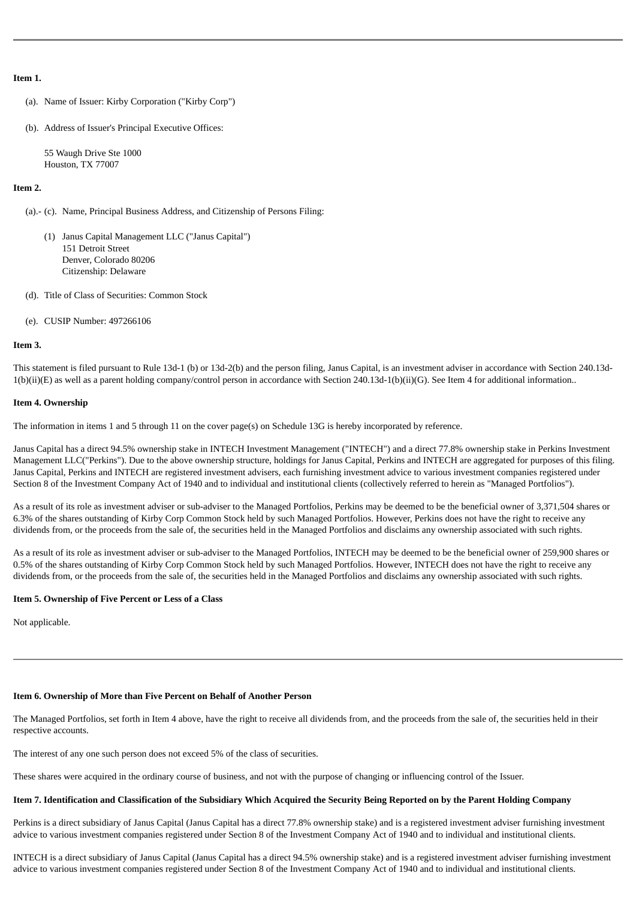**Item 1.**

(a). Name of Issuer: Kirby Corporation ("Kirby Corp")

(b). Address of Issuer's Principal Executive Offices:

55 Waugh Drive Ste 1000
Houston, TX 77007

**Item 2.**

(a).- (c). Name, Principal Business Address, and Citizenship of Persons Filing:

(1) Janus Capital Management LLC ("Janus Capital")
151 Detroit Street
Denver, Colorado 80206
Citizenship: Delaware

(d). Title of Class of Securities: Common Stock

(e). CUSIP Number: 497266106

**Item 3.**

This statement is filed pursuant to Rule 13d-1 (b) or 13d-2(b) and the person filing, Janus Capital, is an investment adviser in accordance with Section 240.13d-1(b)(ii)(E) as well as a parent holding company/control person in accordance with Section 240.13d-1(b)(ii)(G). See Item 4 for additional information..

**Item 4. Ownership**

The information in items 1 and 5 through 11 on the cover page(s) on Schedule 13G is hereby incorporated by reference.

Janus Capital has a direct 94.5% ownership stake in INTECH Investment Management ("INTECH") and a direct 77.8% ownership stake in Perkins Investment Management LLC("Perkins"). Due to the above ownership structure, holdings for Janus Capital, Perkins and INTECH are aggregated for purposes of this filing. Janus Capital, Perkins and INTECH are registered investment advisers, each furnishing investment advice to various investment companies registered under Section 8 of the Investment Company Act of 1940 and to individual and institutional clients (collectively referred to herein as "Managed Portfolios").

As a result of its role as investment adviser or sub-adviser to the Managed Portfolios, Perkins may be deemed to be the beneficial owner of 3,371,504 shares or 6.3% of the shares outstanding of Kirby Corp Common Stock held by such Managed Portfolios. However, Perkins does not have the right to receive any dividends from, or the proceeds from the sale of, the securities held in the Managed Portfolios and disclaims any ownership associated with such rights.

As a result of its role as investment adviser or sub-adviser to the Managed Portfolios, INTECH may be deemed to be the beneficial owner of 259,900 shares or 0.5% of the shares outstanding of Kirby Corp Common Stock held by such Managed Portfolios. However, INTECH does not have the right to receive any dividends from, or the proceeds from the sale of, the securities held in the Managed Portfolios and disclaims any ownership associated with such rights.

**Item 5. Ownership of Five Percent or Less of a Class**

Not applicable.

**Item 6. Ownership of More than Five Percent on Behalf of Another Person**

The Managed Portfolios, set forth in Item 4 above, have the right to receive all dividends from, and the proceeds from the sale of, the securities held in their respective accounts.

The interest of any one such person does not exceed 5% of the class of securities.

These shares were acquired in the ordinary course of business, and not with the purpose of changing or influencing control of the Issuer.

**Item 7. Identification and Classification of the Subsidiary Which Acquired the Security Being Reported on by the Parent Holding Company**

Perkins is a direct subsidiary of Janus Capital (Janus Capital has a direct 77.8% ownership stake) and is a registered investment adviser furnishing investment advice to various investment companies registered under Section 8 of the Investment Company Act of 1940 and to individual and institutional clients.

INTECH is a direct subsidiary of Janus Capital (Janus Capital has a direct 94.5% ownership stake) and is a registered investment adviser furnishing investment advice to various investment companies registered under Section 8 of the Investment Company Act of 1940 and to individual and institutional clients.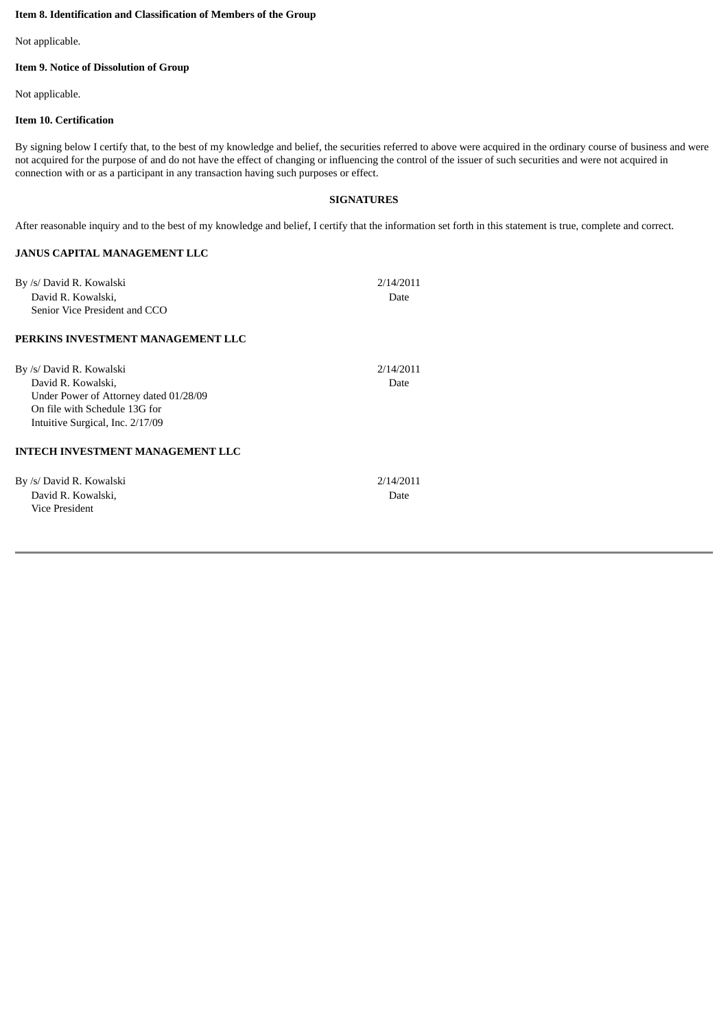**Item 8. Identification and Classification of Members of the Group**

Not applicable.

**Item 9. Notice of Dissolution of Group**

Not applicable.

**Item 10. Certification**

By signing below I certify that, to the best of my knowledge and belief, the securities referred to above were acquired in the ordinary course of business and were not acquired for the purpose of and do not have the effect of changing or influencing the control of the issuer of such securities and were not acquired in connection with or as a participant in any transaction having such purposes or effect.

**SIGNATURES**

After reasonable inquiry and to the best of my knowledge and belief, I certify that the information set forth in this statement is true, complete and correct.

**JANUS CAPITAL MANAGEMENT LLC**

| | |
|---|---|
| By /s/ David R. Kowalski | 2/14/2011 |
| David R. Kowalski, | Date |
| Senior Vice President and CCO | |

**PERKINS INVESTMENT MANAGEMENT LLC**

| | |
|---|---|
| By /s/ David R. Kowalski | 2/14/2011 |
| David R. Kowalski, | Date |
| Under Power of Attorney dated 01/28/09 | |
| On file with Schedule 13G for | |
| Intuitive Surgical, Inc. 2/17/09 | |

**INTECH INVESTMENT MANAGEMENT LLC**

| | |
|---|---|
| By /s/ David R. Kowalski | 2/14/2011 |
| David R. Kowalski, | Date |
| Vice President | |